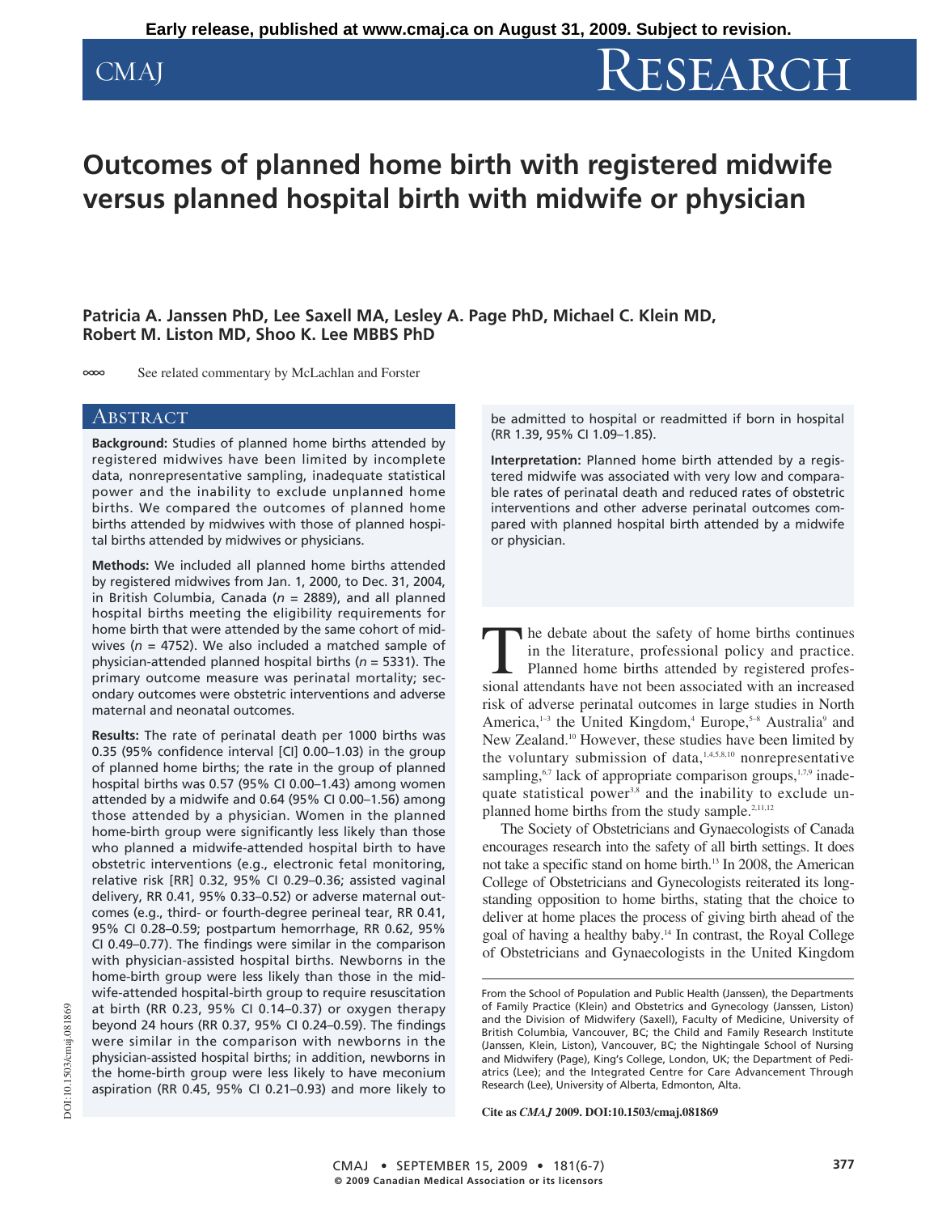Early release, published at www.cmaj.ca on August 31, 2009. Subject to revision.

# Outcomes of planned home birth with registered midwife versus planned hospital birth with midwife or physician

**Patricia A. Janssen PhD, Lee Saxell MA, Lesley A. Page PhD, Michael C. Klein MD, Robert M. Liston MD, Shoo K. Lee MBBS PhD**

See related commentary by McLachlan and Forster

## Abstract

**Background:** Studies of planned home births attended by registered midwives have been limited by incomplete data, nonrepresentative sampling, inadequate statistical power and the inability to exclude unplanned home births. We compared the outcomes of planned home births attended by midwives with those of planned hospital births attended by midwives or physicians.

**Methods:** We included all planned home births attended by registered midwives from Jan. 1, 2000, to Dec. 31, 2004, in British Columbia, Canada ($n$ = 2889), and all planned hospital births meeting the eligibility requirements for home birth that were attended by the same cohort of midwives ($n$ = 4752). We also included a matched sample of physician-attended planned hospital births ($n$ = 5331). The primary outcome measure was perinatal mortality; secondary outcomes were obstetric interventions and adverse maternal and neonatal outcomes.

**Results:** The rate of perinatal death per 1000 births was 0.35 (95% confidence interval [CI] 0.00–1.03) in the group of planned home births; the rate in the group of planned hospital births was 0.57 (95% CI 0.00–1.43) among women attended by a midwife and 0.64 (95% CI 0.00–1.56) among those attended by a physician. Women in the planned home-birth group were significantly less likely than those who planned a midwife-attended hospital birth to have obstetric interventions (e.g., electronic fetal monitoring, relative risk [RR] 0.32, 95% CI 0.29–0.36; assisted vaginal delivery, RR 0.41, 95% 0.33–0.52) or adverse maternal outcomes (e.g., third- or fourth-degree perineal tear, RR 0.41, 95% CI 0.28–0.59; postpartum hemorrhage, RR 0.62, 95% CI 0.49–0.77). The findings were similar in the comparison with physician-assisted hospital births. Newborns in the home-birth group were less likely than those in the midwife-attended hospital-birth group to require resuscitation at birth (RR 0.23, 95% CI 0.14–0.37) or oxygen therapy beyond 24 hours (RR 0.37, 95% CI 0.24–0.59). The findings were similar in the comparison with newborns in the physician-assisted hospital births; in addition, newborns in the home-birth group were less likely to have meconium aspiration (RR 0.45, 95% CI 0.21–0.93) and more likely to be admitted to hospital or readmitted if born in hospital (RR 1.39, 95% CI 1.09–1.85).

**Interpretation:** Planned home birth attended by a registered midwife was associated with very low and comparable rates of perinatal death and reduced rates of obstetric interventions and other adverse perinatal outcomes compared with planned hospital birth attended by a midwife or physician.

The debate about the safety of home births continues in the literature, professional policy and practice. Planned home births attended by registered professional attendants have not been associated with an increased risk of adverse perinatal outcomes in large studies in North America,[1–3] the United Kingdom,[4] Europe,[5–8] Australia[9] and New Zealand.[10] However, these studies have been limited by the voluntary submission of data,[1,4,5,8,10] nonrepresentative sampling,[6,7] lack of appropriate comparison groups,[1,7,9] inadequate statistical power[3,8] and the inability to exclude unplanned home births from the study sample.[2,11,12]

The Society of Obstetricians and Gynaecologists of Canada encourages research into the safety of all birth settings. It does not take a specific stand on home birth.[13] In 2008, the American College of Obstetricians and Gynecologists reiterated its longstanding opposition to home births, stating that the choice to deliver at home places the process of giving birth ahead of the goal of having a healthy baby.[14] In contrast, the Royal College of Obstetricians and Gynaecologists in the United Kingdom

From the School of Population and Public Health (Janssen), the Departments of Family Practice (Klein) and Obstetrics and Gynecology (Janssen, Liston) and the Division of Midwifery (Saxell), Faculty of Medicine, University of British Columbia, Vancouver, BC; the Child and Family Research Institute (Janssen, Klein, Liston), Vancouver, BC; the Nightingale School of Nursing and Midwifery (Page), King's College, London, UK; the Department of Pediatrics (Lee); and the Integrated Centre for Care Advancement Through Research (Lee), University of Alberta, Edmonton, Alta.

**Cite as *CMAJ* 2009. DOI:10.1503/cmaj.081869**

DOI:10.1503/cmaj.081869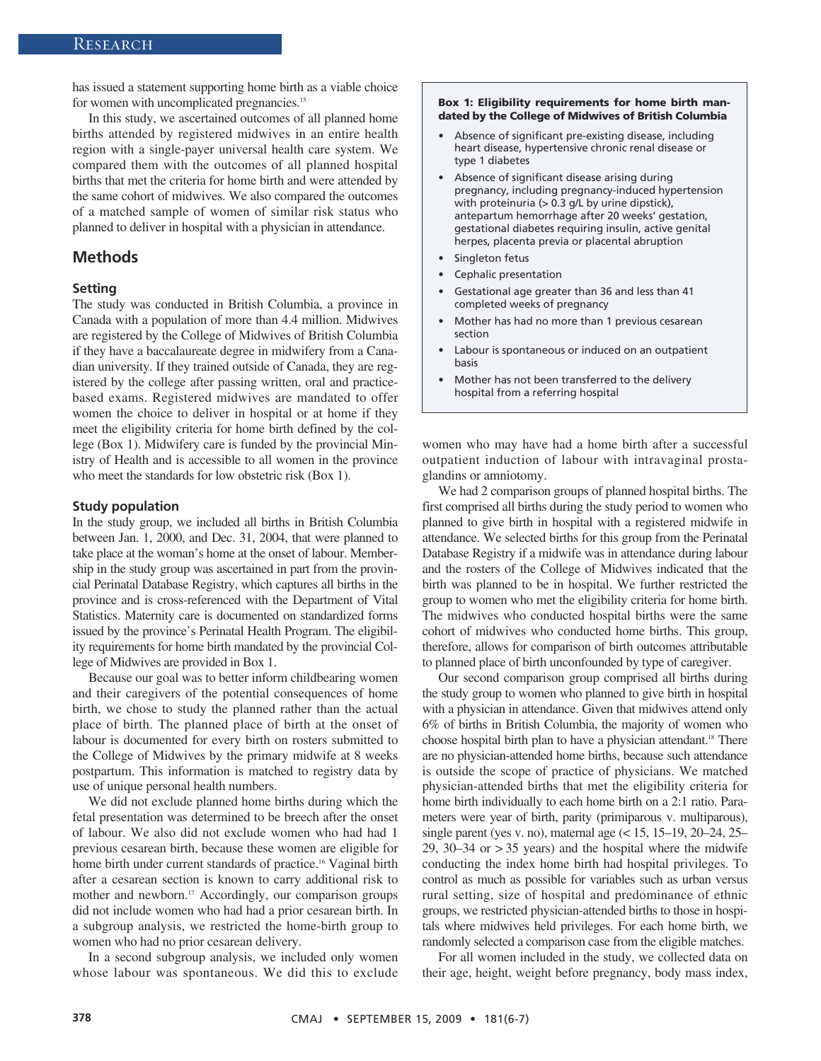has issued a statement supporting home birth as a viable choice for women with uncomplicated pregnancies.[15]

In this study, we ascertained outcomes of all planned home births attended by registered midwives in an entire health region with a single-payer universal health care system. We compared them with the outcomes of all planned hospital births that met the criteria for home birth and were attended by the same cohort of midwives. We also compared the outcomes of a matched sample of women of similar risk status who planned to deliver in hospital with a physician in attendance.

## Methods

### Setting

The study was conducted in British Columbia, a province in Canada with a population of more than 4.4 million. Midwives are registered by the College of Midwives of British Columbia if they have a baccalaureate degree in midwifery from a Canadian university. If they trained outside of Canada, they are registered by the college after passing written, oral and practice-based exams. Registered midwives are mandated to offer women the choice to deliver in hospital or at home if they meet the eligibility criteria for home birth defined by the college (Box 1). Midwifery care is funded by the provincial Ministry of Health and is accessible to all women in the province who meet the standards for low obstetric risk (Box 1).

### Study population

In the study group, we included all births in British Columbia between Jan. 1, 2000, and Dec. 31, 2004, that were planned to take place at the woman's home at the onset of labour. Membership in the study group was ascertained in part from the provincial Perinatal Database Registry, which captures all births in the province and is cross-referenced with the Department of Vital Statistics. Maternity care is documented on standardized forms issued by the province's Perinatal Health Program. The eligibility requirements for home birth mandated by the provincial College of Midwives are provided in Box 1.

Because our goal was to better inform childbearing women and their caregivers of the potential consequences of home birth, we chose to study the planned rather than the actual place of birth. The planned place of birth at the onset of labour is documented for every birth on rosters submitted to the College of Midwives by the primary midwife at 8 weeks postpartum. This information is matched to registry data by use of unique personal health numbers.

We did not exclude planned home births during which the fetal presentation was determined to be breech after the onset of labour. We also did not exclude women who had had 1 previous cesarean birth, because these women are eligible for home birth under current standards of practice.[16] Vaginal birth after a cesarean section is known to carry additional risk to mother and newborn.[17] Accordingly, our comparison groups did not include women who had had a prior cesarean birth. In a subgroup analysis, we restricted the home-birth group to women who had no prior cesarean delivery.

In a second subgroup analysis, we included only women whose labour was spontaneous. We did this to exclude women who may have had a home birth after a successful outpatient induction of labour with intravaginal prostaglandins or amniotomy.

> **Box 1: Eligibility requirements for home birth mandated by the College of Midwives of British Columbia**
>
> - Absence of significant pre-existing disease, including heart disease, hypertensive chronic renal disease or type 1 diabetes
> - Absence of significant disease arising during pregnancy, including pregnancy-induced hypertension with proteinuria (> 0.3 g/L by urine dipstick), antepartum hemorrhage after 20 weeks' gestation, gestational diabetes requiring insulin, active genital herpes, placenta previa or placental abruption
> - Singleton fetus
> - Cephalic presentation
> - Gestational age greater than 36 and less than 41 completed weeks of pregnancy
> - Mother has had no more than 1 previous cesarean section
> - Labour is spontaneous or induced on an outpatient basis
> - Mother has not been transferred to the delivery hospital from a referring hospital

We had 2 comparison groups of planned hospital births. The first comprised all births during the study period to women who planned to give birth in hospital with a registered midwife in attendance. We selected births for this group from the Perinatal Database Registry if a midwife was in attendance during labour and the rosters of the College of Midwives indicated that the birth was planned to be in hospital. We further restricted the group to women who met the eligibility criteria for home birth. The midwives who conducted hospital births were the same cohort of midwives who conducted home births. This group, therefore, allows for comparison of birth outcomes attributable to planned place of birth unconfounded by type of caregiver.

Our second comparison group comprised all births during the study group to women who planned to give birth in hospital with a physician in attendance. Given that midwives attend only 6% of births in British Columbia, the majority of women who choose hospital birth plan to have a physician attendant.[18] There are no physician-attended home births, because such attendance is outside the scope of practice of physicians. We matched physician-attended births that met the eligibility criteria for home birth individually to each home birth on a 2:1 ratio. Parameters were year of birth, parity (primiparous v. multiparous), single parent (yes v. no), maternal age (< 15, 15–19, 20–24, 25–29, 30–34 or > 35 years) and the hospital where the midwife conducting the index home birth had hospital privileges. To control as much as possible for variables such as urban versus rural setting, size of hospital and predominance of ethnic groups, we restricted physician-attended births to those in hospitals where midwives held privileges. For each home birth, we randomly selected a comparison case from the eligible matches.

For all women included in the study, we collected data on their age, height, weight before pregnancy, body mass index,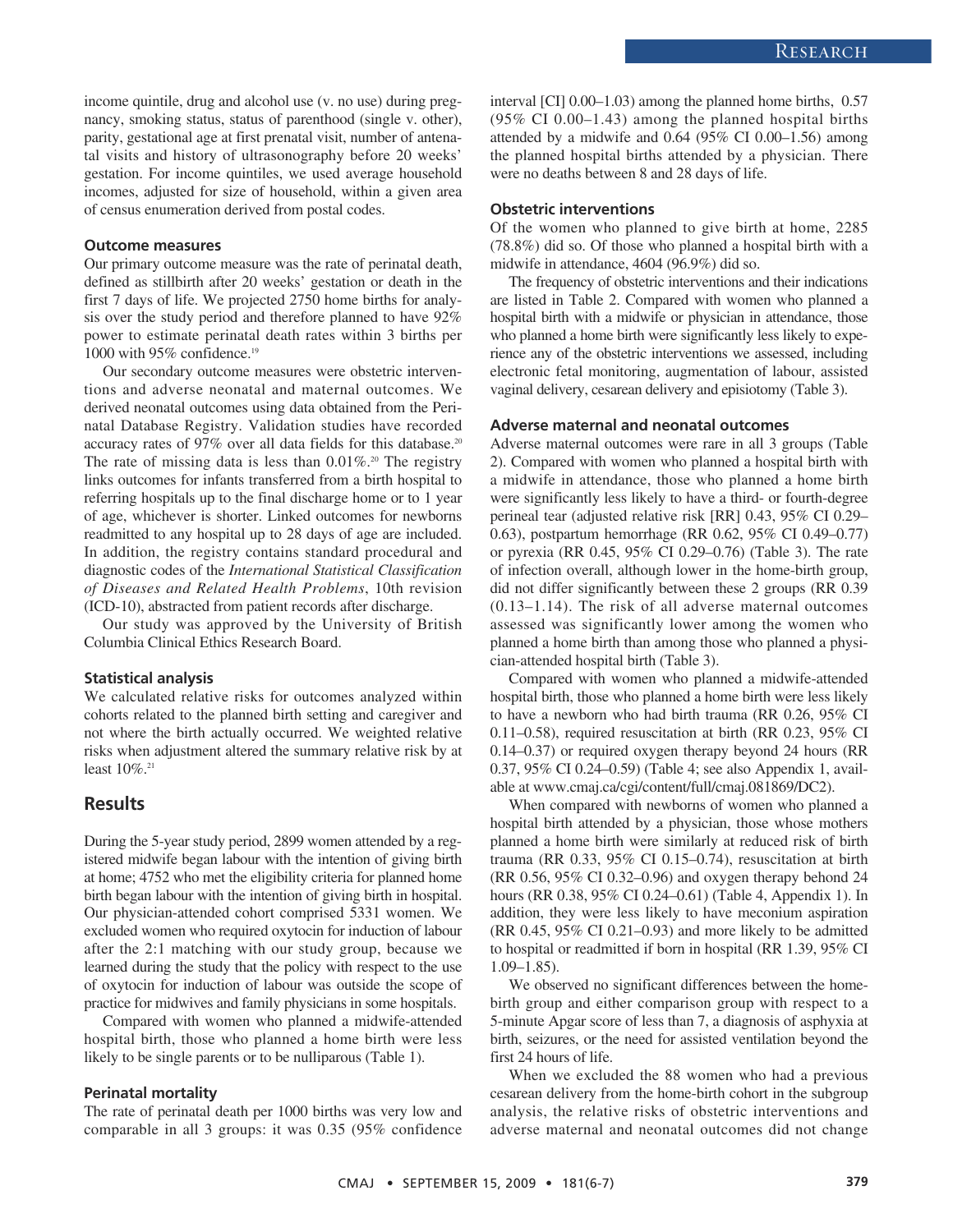income quintile, drug and alcohol use (v. no use) during pregnancy, smoking status, status of parenthood (single v. other), parity, gestational age at first prenatal visit, number of antenatal visits and history of ultrasonography before 20 weeks' gestation. For income quintiles, we used average household incomes, adjusted for size of household, within a given area of census enumeration derived from postal codes.

### Outcome measures

Our primary outcome measure was the rate of perinatal death, defined as stillbirth after 20 weeks' gestation or death in the first 7 days of life. We projected 2750 home births for analysis over the study period and therefore planned to have 92% power to estimate perinatal death rates within 3 births per 1000 with 95% confidence.[19]

Our secondary outcome measures were obstetric interventions and adverse neonatal and maternal outcomes. We derived neonatal outcomes using data obtained from the Perinatal Database Registry. Validation studies have recorded accuracy rates of 97% over all data fields for this database.[20] The rate of missing data is less than 0.01%.[20] The registry links outcomes for infants transferred from a birth hospital to referring hospitals up to the final discharge home or to 1 year of age, whichever is shorter. Linked outcomes for newborns readmitted to any hospital up to 28 days of age are included. In addition, the registry contains standard procedural and diagnostic codes of the *International Statistical Classification of Diseases and Related Health Problems*, 10th revision (ICD-10), abstracted from patient records after discharge.

Our study was approved by the University of British Columbia Clinical Ethics Research Board.

### Statistical analysis

We calculated relative risks for outcomes analyzed within cohorts related to the planned birth setting and caregiver and not where the birth actually occurred. We weighted relative risks when adjustment altered the summary relative risk by at least 10%.[21]

## Results

During the 5-year study period, 2899 women attended by a registered midwife began labour with the intention of giving birth at home; 4752 who met the eligibility criteria for planned home birth began labour with the intention of giving birth in hospital. Our physician-attended cohort comprised 5331 women. We excluded women who required oxytocin for induction of labour after the 2:1 matching with our study group, because we learned during the study that the policy with respect to the use of oxytocin for induction of labour was outside the scope of practice for midwives and family physicians in some hospitals.

Compared with women who planned a midwife-attended hospital birth, those who planned a home birth were less likely to be single parents or to be nulliparous (Table 1).

### Perinatal mortality

The rate of perinatal death per 1000 births was very low and comparable in all 3 groups: it was 0.35 (95% confidence interval [CI] 0.00–1.03) among the planned home births, 0.57 (95% CI 0.00–1.43) among the planned hospital births attended by a midwife and 0.64 (95% CI 0.00–1.56) among the planned hospital births attended by a physician. There were no deaths between 8 and 28 days of life.

### Obstetric interventions

Of the women who planned to give birth at home, 2285 (78.8%) did so. Of those who planned a hospital birth with a midwife in attendance, 4604 (96.9%) did so.

The frequency of obstetric interventions and their indications are listed in Table 2. Compared with women who planned a hospital birth with a midwife or physician in attendance, those who planned a home birth were significantly less likely to experience any of the obstetric interventions we assessed, including electronic fetal monitoring, augmentation of labour, assisted vaginal delivery, cesarean delivery and episiotomy (Table 3).

### Adverse maternal and neonatal outcomes

Adverse maternal outcomes were rare in all 3 groups (Table 2). Compared with women who planned a hospital birth with a midwife in attendance, those who planned a home birth were significantly less likely to have a third- or fourth-degree perineal tear (adjusted relative risk [RR] 0.43, 95% CI 0.29–0.63), postpartum hemorrhage (RR 0.62, 95% CI 0.49–0.77) or pyrexia (RR 0.45, 95% CI 0.29–0.76) (Table 3). The rate of infection overall, although lower in the home-birth group, did not differ significantly between these 2 groups (RR 0.39 (0.13–1.14). The risk of all adverse maternal outcomes assessed was significantly lower among the women who planned a home birth than among those who planned a physician-attended hospital birth (Table 3).

Compared with women who planned a midwife-attended hospital birth, those who planned a home birth were less likely to have a newborn who had birth trauma (RR 0.26, 95% CI 0.11–0.58), required resuscitation at birth (RR 0.23, 95% CI 0.14–0.37) or required oxygen therapy beyond 24 hours (RR 0.37, 95% CI 0.24–0.59) (Table 4; see also Appendix 1, available at www.cmaj.ca/cgi/content/full/cmaj.081869/DC2).

When compared with newborns of women who planned a hospital birth attended by a physician, those whose mothers planned a home birth were similarly at reduced risk of birth trauma (RR 0.33, 95% CI 0.15–0.74), resuscitation at birth (RR 0.56, 95% CI 0.32–0.96) and oxygen therapy behond 24 hours (RR 0.38, 95% CI 0.24–0.61) (Table 4, Appendix 1). In addition, they were less likely to have meconium aspiration (RR 0.45, 95% CI 0.21–0.93) and more likely to be admitted to hospital or readmitted if born in hospital (RR 1.39, 95% CI 1.09–1.85).

We observed no significant differences between the home-birth group and either comparison group with respect to a 5-minute Apgar score of less than 7, a diagnosis of asphyxia at birth, seizures, or the need for assisted ventilation beyond the first 24 hours of life.

When we excluded the 88 women who had a previous cesarean delivery from the home-birth cohort in the subgroup analysis, the relative risks of obstetric interventions and adverse maternal and neonatal outcomes did not change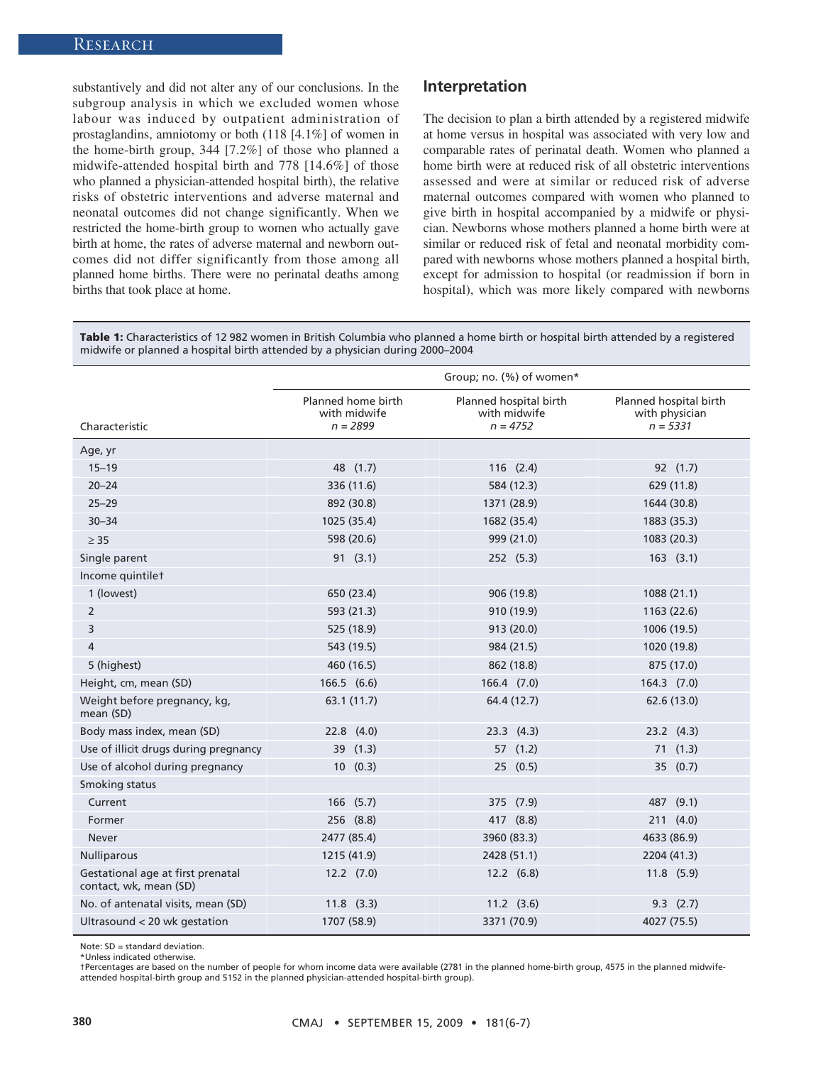substantively and did not alter any of our conclusions. In the subgroup analysis in which we excluded women whose labour was induced by outpatient administration of prostaglandins, amniotomy or both (118 [4.1%] of women in the home-birth group, 344 [7.2%] of those who planned a midwife-attended hospital birth and 778 [14.6%] of those who planned a physician-attended hospital birth), the relative risks of obstetric interventions and adverse maternal and neonatal outcomes did not change significantly. When we restricted the home-birth group to women who actually gave birth at home, the rates of adverse maternal and newborn outcomes did not differ significantly from those among all planned home births. There were no perinatal deaths among births that took place at home.

## Interpretation

The decision to plan a birth attended by a registered midwife at home versus in hospital was associated with very low and comparable rates of perinatal death. Women who planned a home birth were at reduced risk of all obstetric interventions assessed and were at similar or reduced risk of adverse maternal outcomes compared with women who planned to give birth in hospital accompanied by a midwife or physician. Newborns whose mothers planned a home birth were at similar or reduced risk of fetal and neonatal morbidity compared with newborns whose mothers planned a hospital birth, except for admission to hospital (or readmission if born in hospital), which was more likely compared with newborns

**Table 1:** Characteristics of 12 982 women in British Columbia who planned a home birth or hospital birth attended by a registered midwife or planned a hospital birth attended by a physician during 2000–2004

| Characteristic | Group; no. (%) of women* | | |
|---|---|---|---|
| | Planned home birth with midwife *n* = 2899 | Planned hospital birth with midwife *n* = 4752 | Planned hospital birth with physician *n* = 5331 |
| Age, yr | | | |
| 15–19 | 48 (1.7) | 116 (2.4) | 92 (1.7) |
| 20–24 | 336 (11.6) | 584 (12.3) | 629 (11.8) |
| 25–29 | 892 (30.8) | 1371 (28.9) | 1644 (30.8) |
| 30–34 | 1025 (35.4) | 1682 (35.4) | 1883 (35.3) |
| ≥ 35 | 598 (20.6) | 999 (21.0) | 1083 (20.3) |
| Single parent | 91 (3.1) | 252 (5.3) | 163 (3.1) |
| Income quintile† | | | |
| 1 (lowest) | 650 (23.4) | 906 (19.8) | 1088 (21.1) |
| 2 | 593 (21.3) | 910 (19.9) | 1163 (22.6) |
| 3 | 525 (18.9) | 913 (20.0) | 1006 (19.5) |
| 4 | 543 (19.5) | 984 (21.5) | 1020 (19.8) |
| 5 (highest) | 460 (16.5) | 862 (18.8) | 875 (17.0) |
| Height, cm, mean (SD) | 166.5 (6.6) | 166.4 (7.0) | 164.3 (7.0) |
| Weight before pregnancy, kg, mean (SD) | 63.1 (11.7) | 64.4 (12.7) | 62.6 (13.0) |
| Body mass index, mean (SD) | 22.8 (4.0) | 23.3 (4.3) | 23.2 (4.3) |
| Use of illicit drugs during pregnancy | 39 (1.3) | 57 (1.2) | 71 (1.3) |
| Use of alcohol during pregnancy | 10 (0.3) | 25 (0.5) | 35 (0.7) |
| Smoking status | | | |
| Current | 166 (5.7) | 375 (7.9) | 487 (9.1) |
| Former | 256 (8.8) | 417 (8.8) | 211 (4.0) |
| Never | 2477 (85.4) | 3960 (83.3) | 4633 (86.9) |
| Nulliparous | 1215 (41.9) | 2428 (51.1) | 2204 (41.3) |
| Gestational age at first prenatal contact, wk, mean (SD) | 12.2 (7.0) | 12.2 (6.8) | 11.8 (5.9) |
| No. of antenatal visits, mean (SD) | 11.8 (3.3) | 11.2 (3.6) | 9.3 (2.7) |
| Ultrasound < 20 wk gestation | 1707 (58.9) | 3371 (70.9) | 4027 (75.5) |

Note: SD = standard deviation.
*Unless indicated otherwise.
†Percentages are based on the number of people for whom income data were available (2781 in the planned home-birth group, 4575 in the planned midwife-attended hospital-birth group and 5152 in the planned physician-attended hospital-birth group).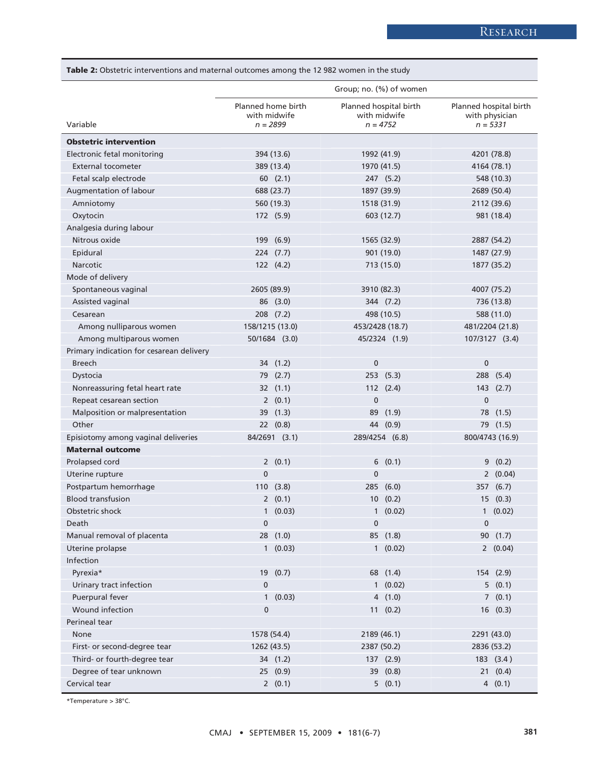**Table 2:** Obstetric interventions and maternal outcomes among the 12 982 women in the study

| Variable | Group; no. (%) of women | | |
|---|---|---|---|
| | Planned home birth with midwife *n* = 2899 | Planned hospital birth with midwife *n* = 4752 | Planned hospital birth with physician *n* = 5331 |
| **Obstetric intervention** | | | |
| Electronic fetal monitoring | 394 (13.6) | 1992 (41.9) | 4201 (78.8) |
| External tocometer | 389 (13.4) | 1970 (41.5) | 4164 (78.1) |
| Fetal scalp electrode | 60 (2.1) | 247 (5.2) | 548 (10.3) |
| Augmentation of labour | 688 (23.7) | 1897 (39.9) | 2689 (50.4) |
| Amniotomy | 560 (19.3) | 1518 (31.9) | 2112 (39.6) |
| Oxytocin | 172 (5.9) | 603 (12.7) | 981 (18.4) |
| Analgesia during labour | | | |
| Nitrous oxide | 199 (6.9) | 1565 (32.9) | 2887 (54.2) |
| Epidural | 224 (7.7) | 901 (19.0) | 1487 (27.9) |
| Narcotic | 122 (4.2) | 713 (15.0) | 1877 (35.2) |
| Mode of delivery | | | |
| Spontaneous vaginal | 2605 (89.9) | 3910 (82.3) | 4007 (75.2) |
| Assisted vaginal | 86 (3.0) | 344 (7.2) | 736 (13.8) |
| Cesarean | 208 (7.2) | 498 (10.5) | 588 (11.0) |
| Among nulliparous women | 158/1215 (13.0) | 453/2428 (18.7) | 481/2204 (21.8) |
| Among multiparous women | 50/1684 (3.0) | 45/2324 (1.9) | 107/3127 (3.4) |
| Primary indication for cesarean delivery | | | |
| Breech | 34 (1.2) | 0 | 0 |
| Dystocia | 79 (2.7) | 253 (5.3) | 288 (5.4) |
| Nonreassuring fetal heart rate | 32 (1.1) | 112 (2.4) | 143 (2.7) |
| Repeat cesarean section | 2 (0.1) | 0 | 0 |
| Malposition or malpresentation | 39 (1.3) | 89 (1.9) | 78 (1.5) |
| Other | 22 (0.8) | 44 (0.9) | 79 (1.5) |
| Episiotomy among vaginal deliveries | 84/2691 (3.1) | 289/4254 (6.8) | 800/4743 (16.9) |
| **Maternal outcome** | | | |
| Prolapsed cord | 2 (0.1) | 6 (0.1) | 9 (0.2) |
| Uterine rupture | 0 | 0 | 2 (0.04) |
| Postpartum hemorrhage | 110 (3.8) | 285 (6.0) | 357 (6.7) |
| Blood transfusion | 2 (0.1) | 10 (0.2) | 15 (0.3) |
| Obstetric shock | 1 (0.03) | 1 (0.02) | 1 (0.02) |
| Death | 0 | 0 | 0 |
| Manual removal of placenta | 28 (1.0) | 85 (1.8) | 90 (1.7) |
| Uterine prolapse | 1 (0.03) | 1 (0.02) | 2 (0.04) |
| Infection | | | |
| Pyrexia* | 19 (0.7) | 68 (1.4) | 154 (2.9) |
| Urinary tract infection | 0 | 1 (0.02) | 5 (0.1) |
| Puerpural fever | 1 (0.03) | 4 (1.0) | 7 (0.1) |
| Wound infection | 0 | 11 (0.2) | 16 (0.3) |
| Perineal tear | | | |
| None | 1578 (54.4) | 2189 (46.1) | 2291 (43.0) |
| First- or second-degree tear | 1262 (43.5) | 2387 (50.2) | 2836 (53.2) |
| Third- or fourth-degree tear | 34 (1.2) | 137 (2.9) | 183 (3.4) |
| Degree of tear unknown | 25 (0.9) | 39 (0.8) | 21 (0.4) |
| Cervical tear | 2 (0.1) | 5 (0.1) | 4 (0.1) |

*Temperature > 38°C.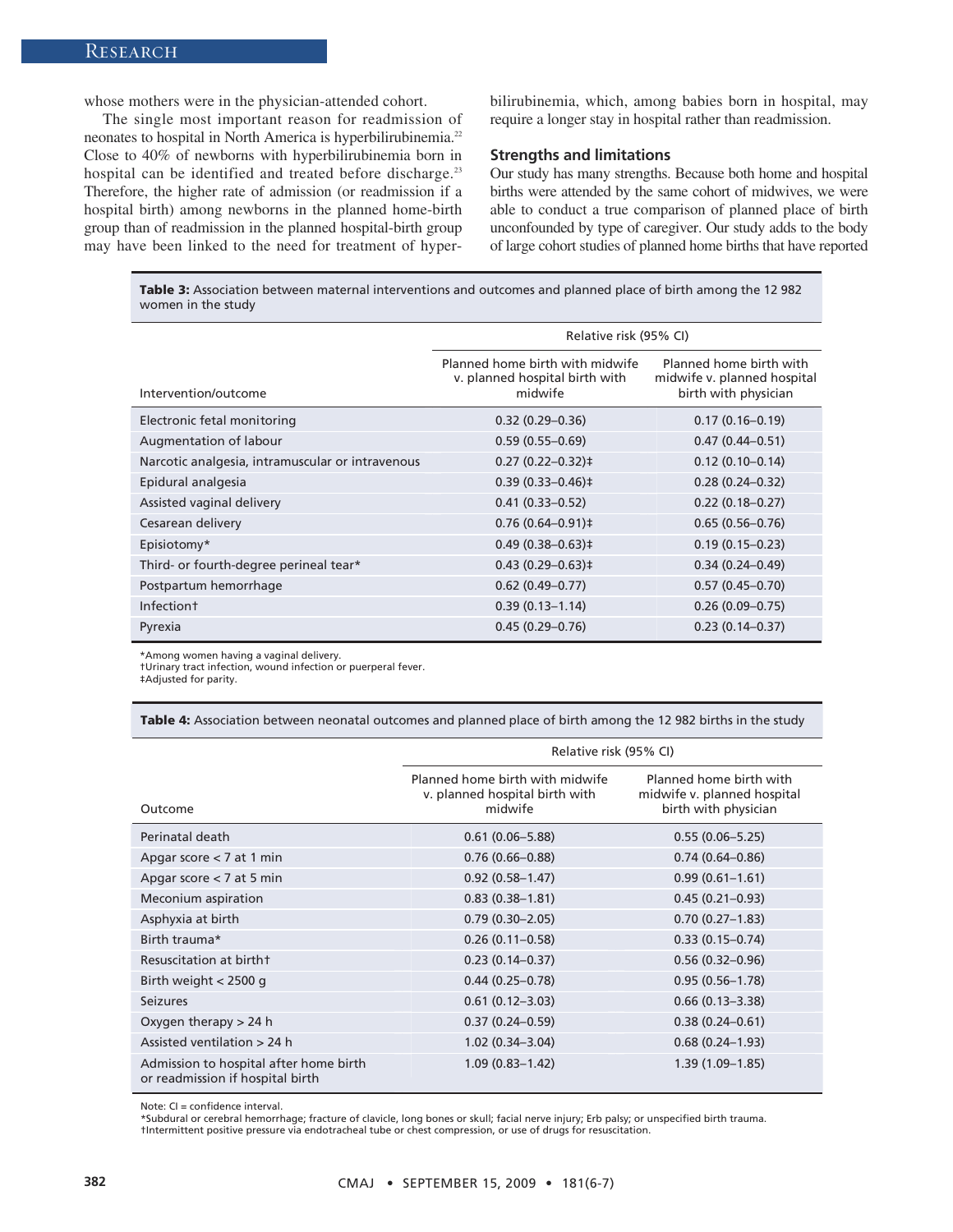whose mothers were in the physician-attended cohort.

The single most important reason for readmission of neonates to hospital in North America is hyperbilirubinemia.[22] Close to 40% of newborns with hyperbilirubinemia born in hospital can be identified and treated before discharge.[23] Therefore, the higher rate of admission (or readmission if a hospital birth) among newborns in the planned home-birth group than of readmission in the planned hospital-birth group may have been linked to the need for treatment of hyperbilirubinemia, which, among babies born in hospital, may require a longer stay in hospital rather than readmission.

### Strengths and limitations

Our study has many strengths. Because both home and hospital births were attended by the same cohort of midwives, we were able to conduct a true comparison of planned place of birth unconfounded by type of caregiver. Our study adds to the body of large cohort studies of planned home births that have reported

**Table 3:** Association between maternal interventions and outcomes and planned place of birth among the 12 982 women in the study

| | Relative risk (95% CI) | |
|---|---|---|
| Intervention/outcome | Planned home birth with midwife v. planned hospital birth with midwife | Planned home birth with midwife v. planned hospital birth with physician |
| Electronic fetal monitoring | 0.32 (0.29–0.36) | 0.17 (0.16–0.19) |
| Augmentation of labour | 0.59 (0.55–0.69) | 0.47 (0.44–0.51) |
| Narcotic analgesia, intramuscular or intravenous | 0.27 (0.22–0.32)‡ | 0.12 (0.10–0.14) |
| Epidural analgesia | 0.39 (0.33–0.46)‡ | 0.28 (0.24–0.32) |
| Assisted vaginal delivery | 0.41 (0.33–0.52) | 0.22 (0.18–0.27) |
| Cesarean delivery | 0.76 (0.64–0.91)‡ | 0.65 (0.56–0.76) |
| Episiotomy* | 0.49 (0.38–0.63)‡ | 0.19 (0.15–0.23) |
| Third- or fourth-degree perineal tear* | 0.43 (0.29–0.63)‡ | 0.34 (0.24–0.49) |
| Postpartum hemorrhage | 0.62 (0.49–0.77) | 0.57 (0.45–0.70) |
| Infection† | 0.39 (0.13–1.14) | 0.26 (0.09–0.75) |
| Pyrexia | 0.45 (0.29–0.76) | 0.23 (0.14–0.37) |

*Among women having a vaginal delivery.
†Urinary tract infection, wound infection or puerperal fever.
‡Adjusted for parity.

**Table 4:** Association between neonatal outcomes and planned place of birth among the 12 982 births in the study

| | Relative risk (95% CI) | |
|---|---|---|
| Outcome | Planned home birth with midwife v. planned hospital birth with midwife | Planned home birth with midwife v. planned hospital birth with physician |
| Perinatal death | 0.61 (0.06–5.88) | 0.55 (0.06–5.25) |
| Apgar score < 7 at 1 min | 0.76 (0.66–0.88) | 0.74 (0.64–0.86) |
| Apgar score < 7 at 5 min | 0.92 (0.58–1.47) | 0.99 (0.61–1.61) |
| Meconium aspiration | 0.83 (0.38–1.81) | 0.45 (0.21–0.93) |
| Asphyxia at birth | 0.79 (0.30–2.05) | 0.70 (0.27–1.83) |
| Birth trauma* | 0.26 (0.11–0.58) | 0.33 (0.15–0.74) |
| Resuscitation at birth† | 0.23 (0.14–0.37) | 0.56 (0.32–0.96) |
| Birth weight < 2500 g | 0.44 (0.25–0.78) | 0.95 (0.56–1.78) |
| Seizures | 0.61 (0.12–3.03) | 0.66 (0.13–3.38) |
| Oxygen therapy > 24 h | 0.37 (0.24–0.59) | 0.38 (0.24–0.61) |
| Assisted ventilation > 24 h | 1.02 (0.34–3.04) | 0.68 (0.24–1.93) |
| Admission to hospital after home birth or readmission if hospital birth | 1.09 (0.83–1.42) | 1.39 (1.09–1.85) |

Note: CI = confidence interval.
*Subdural or cerebral hemorrhage; fracture of clavicle, long bones or skull; facial nerve injury; Erb palsy; or unspecified birth trauma.
†Intermittent positive pressure via endotracheal tube or chest compression, or use of drugs for resuscitation.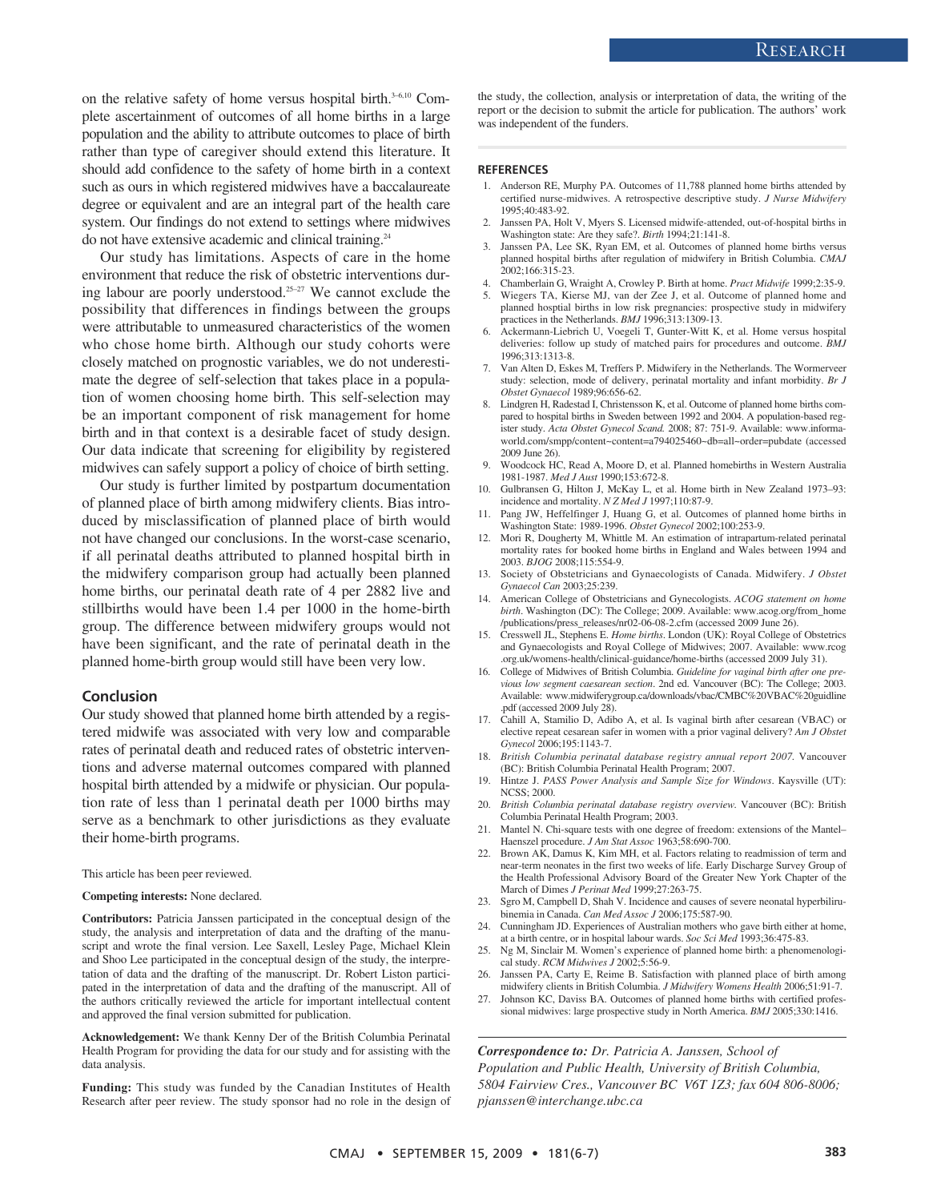on the relative safety of home versus hospital birth.[3–6,10] Complete ascertainment of outcomes of all home births in a large population and the ability to attribute outcomes to place of birth rather than type of caregiver should extend this literature. It should add confidence to the safety of home birth in a context such as ours in which registered midwives have a baccalaureate degree or equivalent and are an integral part of the health care system. Our findings do not extend to settings where midwives do not have extensive academic and clinical training.[24]

Our study has limitations. Aspects of care in the home environment that reduce the risk of obstetric interventions during labour are poorly understood.[25–27] We cannot exclude the possibility that differences in findings between the groups were attributable to unmeasured characteristics of the women who chose home birth. Although our study cohorts were closely matched on prognostic variables, we do not underestimate the degree of self-selection that takes place in a population of women choosing home birth. This self-selection may be an important component of risk management for home birth and in that context is a desirable facet of study design. Our data indicate that screening for eligibility by registered midwives can safely support a policy of choice of birth setting.

Our study is further limited by postpartum documentation of planned place of birth among midwifery clients. Bias introduced by misclassification of planned place of birth would not have changed our conclusions. In the worst-case scenario, if all perinatal deaths attributed to planned hospital birth in the midwifery comparison group had actually been planned home births, our perinatal death rate of 4 per 2882 live and stillbirths would have been 1.4 per 1000 in the home-birth group. The difference between midwifery groups would not have been significant, and the rate of perinatal death in the planned home-birth group would still have been very low.

## Conclusion

Our study showed that planned home birth attended by a registered midwife was associated with very low and comparable rates of perinatal death and reduced rates of obstetric interventions and adverse maternal outcomes compared with planned hospital birth attended by a midwife or physician. Our population rate of less than 1 perinatal death per 1000 births may serve as a benchmark to other jurisdictions as they evaluate their home-birth programs.

This article has been peer reviewed.

**Competing interests:** None declared.

**Contributors:** Patricia Janssen participated in the conceptual design of the study, the analysis and interpretation of data and the drafting of the manuscript and wrote the final version. Lee Saxell, Lesley Page, Michael Klein and Shoo Lee participated in the conceptual design of the study, the interpretation of data and the drafting of the manuscript. Dr. Robert Liston participated in the interpretation of data and the drafting of the manuscript. All of the authors critically reviewed the article for important intellectual content and approved the final version submitted for publication.

**Acknowledgement:** We thank Kenny Der of the British Columbia Perinatal Health Program for providing the data for our study and for assisting with the data analysis.

**Funding:** This study was funded by the Canadian Institutes of Health Research after peer review. The study sponsor had no role in the design of the study, the collection, analysis or interpretation of data, the writing of the report or the decision to submit the article for publication. The authors' work was independent of the funders.

## REFERENCES

1. Anderson RE, Murphy PA. Outcomes of 11,788 planned home births attended by certified nurse-midwives. A retrospective descriptive study. *J Nurse Midwifery* 1995;40:483-92.
2. Janssen PA, Holt V, Myers S. Licensed midwife-attended, out-of-hospital births in Washington state: Are they safe?. *Birth* 1994;21:141-8.
3. Janssen PA, Lee SK, Ryan EM, et al. Outcomes of planned home births versus planned hospital births after regulation of midwifery in British Columbia. *CMAJ* 2002;166:315-23.
4. Chamberlain G, Wraight A, Crowley P. Birth at home. *Pract Midwife* 1999;2:35-9.
5. Wiegers TA, Kierse MJ, van der Zee J, et al. Outcome of planned home and planned hosptial births in low risk pregnancies: prospective study in midwifery practices in the Netherlands. *BMJ* 1996;313:1309-13.
6. Ackermann-Liebrich U, Voegeli T, Gunter-Witt K, et al. Home versus hospital deliveries: follow up study of matched pairs for procedures and outcome. *BMJ* 1996;313:1313-8.
7. Van Alten D, Eskes M, Treffers P. Midwifery in the Netherlands. The Wormerveer study: selection, mode of delivery, perinatal mortality and infant morbidity. *Br J Obstet Gynaecol* 1989;96:656-62.
8. Lindgren H, Radestad I, Christensson K, et al. Outcome of planned home births compared to hospital births in Sweden between 1992 and 2004. A population-based register study. *Acta Obstet Gynecol Scand.* 2008; 87: 751-9. Available: www.informaworld.com/smpp/content~content=a794025460~db=all~order=pubdate (accessed 2009 June 26).
9. Woodcock HC, Read A, Moore D, et al. Planned homebirths in Western Australia 1981-1987. *Med J Aust* 1990;153:672-8.
10. Gulbransen G, Hilton J, McKay L, et al. Home birth in New Zealand 1973–93: incidence and mortality. *N Z Med J* 1997;110:87-9.
11. Pang JW, Heffelfinger J, Huang G, et al. Outcomes of planned home births in Washington State: 1989-1996. *Obstet Gynecol* 2002;100:253-9.
12. Mori R, Dougherty M, Whittle M. An estimation of intrapartum-related perinatal mortality rates for booked home births in England and Wales between 1994 and 2003. *BJOG* 2008;115:554-9.
13. Society of Obstetricians and Gynaecologists of Canada. Midwifery. *J Obstet Gynaecol Can* 2003;25:239.
14. American College of Obstetricians and Gynecologists. *ACOG statement on home birth*. Washington (DC): The College; 2009. Available: www.acog.org/from_home/publications/press_releases/nr02-06-08-2.cfm (accessed 2009 June 26).
15. Cresswell JL, Stephens E. *Home births*. London (UK): Royal College of Obstetrics and Gynaecologists and Royal College of Midwives; 2007. Available: www.rcog.org.uk/womens-health/clinical-guidance/home-births (accessed 2009 July 31).
16. College of Midwives of British Columbia. *Guideline for vaginal birth after one previous low segment caesarean section*. 2nd ed. Vancouver (BC): The College; 2003. Available: www.midwiferygroup.ca/downloads/vbac/CMBC%20VBAC%20guideline.pdf (accessed 2009 July 28).
17. Cahill A, Stamilio D, Adibo A, et al. Is vaginal birth after cesarean (VBAC) or elective repeat cesarean safer in women with a prior vaginal delivery? *Am J Obstet Gynecol* 2006;195:1143-7.
18. *British Columbia perinatal database registry annual report 2007*. Vancouver (BC): British Columbia Perinatal Health Program; 2007.
19. Hintze J. *PASS Power Analysis and Sample Size for Windows*. Kaysville (UT): NCSS; 2000.
20. *British Columbia perinatal database registry overview*. Vancouver (BC): British Columbia Perinatal Health Program; 2003.
21. Mantel N. Chi-square tests with one degree of freedom: extensions of the Mantel–Haenszel procedure. *J Am Stat Assoc* 1963;58:690-700.
22. Brown AK, Damus K, Kim MH, et al. Factors relating to readmission of term and near-term neonates in the first two weeks of life. Early Discharge Survey Group of the Health Professional Advisory Board of the Greater New York Chapter of the March of Dimes *J Perinat Med* 1999;27:263-75.
23. Sgro M, Campbell D, Shah V. Incidence and causes of severe neonatal hyperbilirubinemia in Canada. *Can Med Assoc J* 2006;175:587-90.
24. Cunningham JD. Experiences of Australian mothers who gave birth either at home, at a birth centre, or in hospital labour wards. *Soc Sci Med* 1993;36:475-83.
25. Ng M, Sinclair M. Women's experience of planned home birth: a phenomenological study. *RCM Midwives J* 2002;5:56-9.
26. Janssen PA, Carty E, Reime B. Satisfaction with planned place of birth among midwifery clients in British Columbia. *J Midwifery Womens Health* 2006;51:91-7.
27. Johnson KC, Daviss BA. Outcomes of planned home births with certified professional midwives: large prospective study in North America. *BMJ* 2005;330:1416.

*Correspondence to: Dr. Patricia A. Janssen, School of Population and Public Health, University of British Columbia, 5804 Fairview Cres., Vancouver BC V6T 1Z3; fax 604 806-8006; pjanssen@interchange.ubc.ca*